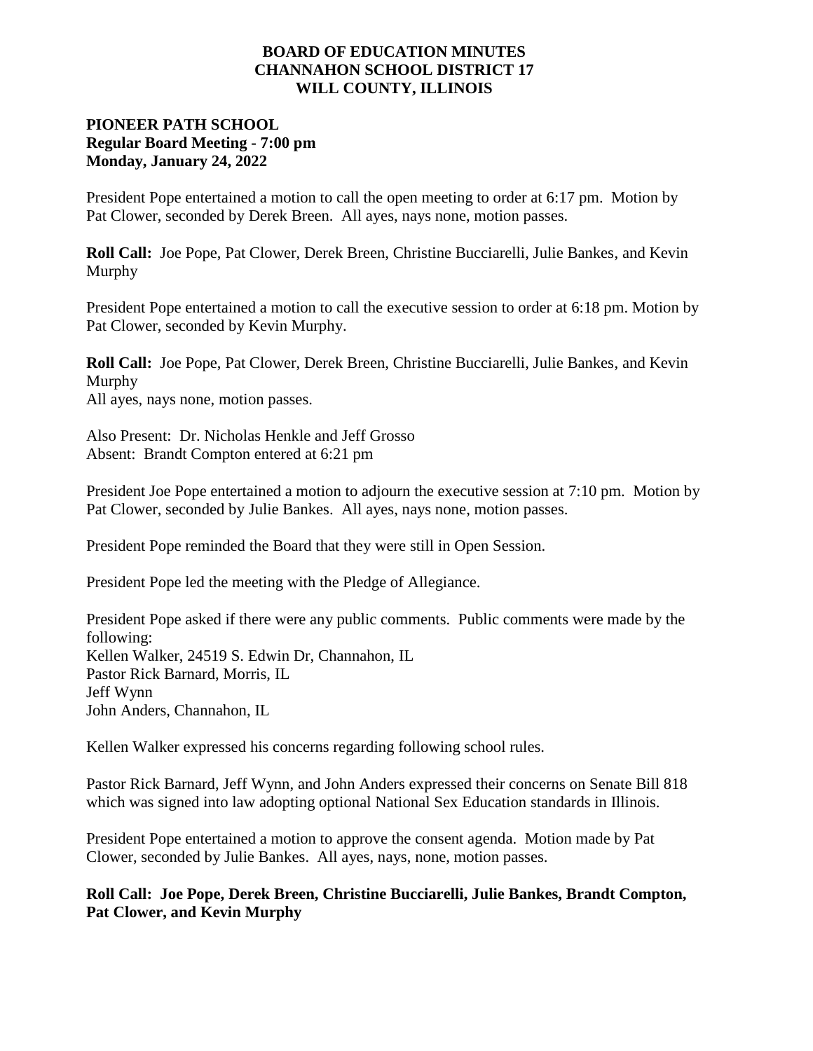# BOARD OF EDUCATION MINUTES
# CHANNAHON SCHOOL DISTRICT 17
# WILL COUNTY, ILLINOIS

**PIONEER PATH SCHOOL**
**Regular Board Meeting - 7:00 pm**
**Monday, January 24, 2022**

President Pope entertained a motion to call the open meeting to order at 6:17 pm. Motion by Pat Clower, seconded by Derek Breen. All ayes, nays none, motion passes.

**Roll Call:** Joe Pope, Pat Clower, Derek Breen, Christine Bucciarelli, Julie Bankes, and Kevin Murphy

President Pope entertained a motion to call the executive session to order at 6:18 pm. Motion by Pat Clower, seconded by Kevin Murphy.

**Roll Call:** Joe Pope, Pat Clower, Derek Breen, Christine Bucciarelli, Julie Bankes, and Kevin Murphy
All ayes, nays none, motion passes.

Also Present: Dr. Nicholas Henkle and Jeff Grosso
Absent: Brandt Compton entered at 6:21 pm

President Joe Pope entertained a motion to adjourn the executive session at 7:10 pm. Motion by Pat Clower, seconded by Julie Bankes. All ayes, nays none, motion passes.

President Pope reminded the Board that they were still in Open Session.

President Pope led the meeting with the Pledge of Allegiance.

President Pope asked if there were any public comments. Public comments were made by the following:
Kellen Walker, 24519 S. Edwin Dr, Channahon, IL
Pastor Rick Barnard, Morris, IL
Jeff Wynn
John Anders, Channahon, IL

Kellen Walker expressed his concerns regarding following school rules.

Pastor Rick Barnard, Jeff Wynn, and John Anders expressed their concerns on Senate Bill 818 which was signed into law adopting optional National Sex Education standards in Illinois.

President Pope entertained a motion to approve the consent agenda. Motion made by Pat Clower, seconded by Julie Bankes. All ayes, nays, none, motion passes.

**Roll Call: Joe Pope, Derek Breen, Christine Bucciarelli, Julie Bankes, Brandt Compton, Pat Clower, and Kevin Murphy**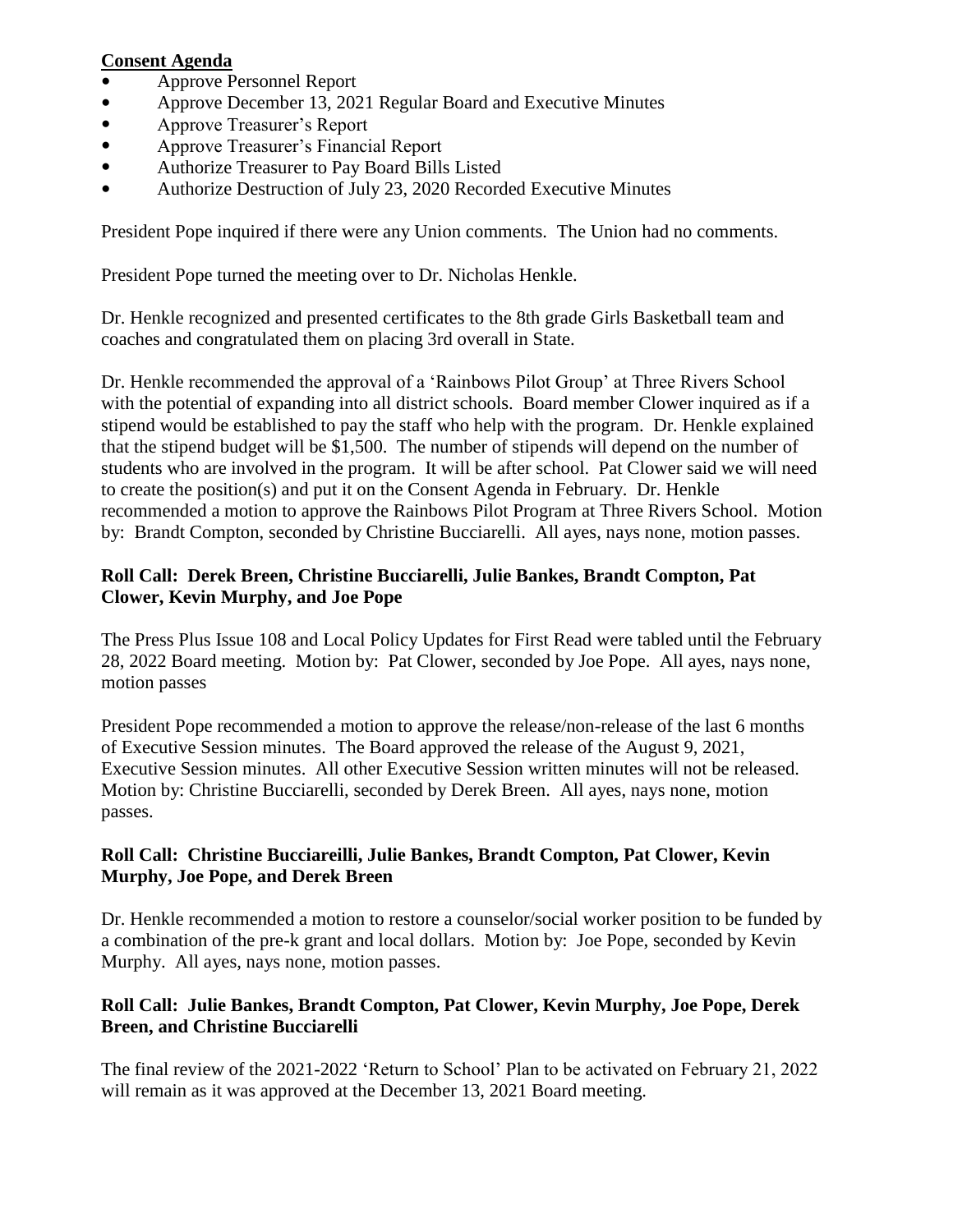**Consent Agenda**

- Approve Personnel Report
- Approve December 13, 2021 Regular Board and Executive Minutes
- Approve Treasurer's Report
- Approve Treasurer's Financial Report
- Authorize Treasurer to Pay Board Bills Listed
- Authorize Destruction of July 23, 2020 Recorded Executive Minutes

President Pope inquired if there were any Union comments. The Union had no comments.

President Pope turned the meeting over to Dr. Nicholas Henkle.

Dr. Henkle recognized and presented certificates to the 8th grade Girls Basketball team and coaches and congratulated them on placing 3rd overall in State.

Dr. Henkle recommended the approval of a 'Rainbows Pilot Group' at Three Rivers School with the potential of expanding into all district schools. Board member Clower inquired as if a stipend would be established to pay the staff who help with the program. Dr. Henkle explained that the stipend budget will be $1,500. The number of stipends will depend on the number of students who are involved in the program. It will be after school. Pat Clower said we will need to create the position(s) and put it on the Consent Agenda in February. Dr. Henkle recommended a motion to approve the Rainbows Pilot Program at Three Rivers School. Motion by: Brandt Compton, seconded by Christine Bucciarelli. All ayes, nays none, motion passes.

**Roll Call: Derek Breen, Christine Bucciarelli, Julie Bankes, Brandt Compton, Pat Clower, Kevin Murphy, and Joe Pope**

The Press Plus Issue 108 and Local Policy Updates for First Read were tabled until the February 28, 2022 Board meeting. Motion by: Pat Clower, seconded by Joe Pope. All ayes, nays none, motion passes

President Pope recommended a motion to approve the release/non-release of the last 6 months of Executive Session minutes. The Board approved the release of the August 9, 2021, Executive Session minutes. All other Executive Session written minutes will not be released. Motion by: Christine Bucciarelli, seconded by Derek Breen. All ayes, nays none, motion passes.

**Roll Call: Christine Bucciareilli, Julie Bankes, Brandt Compton, Pat Clower, Kevin Murphy, Joe Pope, and Derek Breen**

Dr. Henkle recommended a motion to restore a counselor/social worker position to be funded by a combination of the pre-k grant and local dollars. Motion by: Joe Pope, seconded by Kevin Murphy. All ayes, nays none, motion passes.

**Roll Call: Julie Bankes, Brandt Compton, Pat Clower, Kevin Murphy, Joe Pope, Derek Breen, and Christine Bucciarelli**

The final review of the 2021-2022 'Return to School' Plan to be activated on February 21, 2022 will remain as it was approved at the December 13, 2021 Board meeting.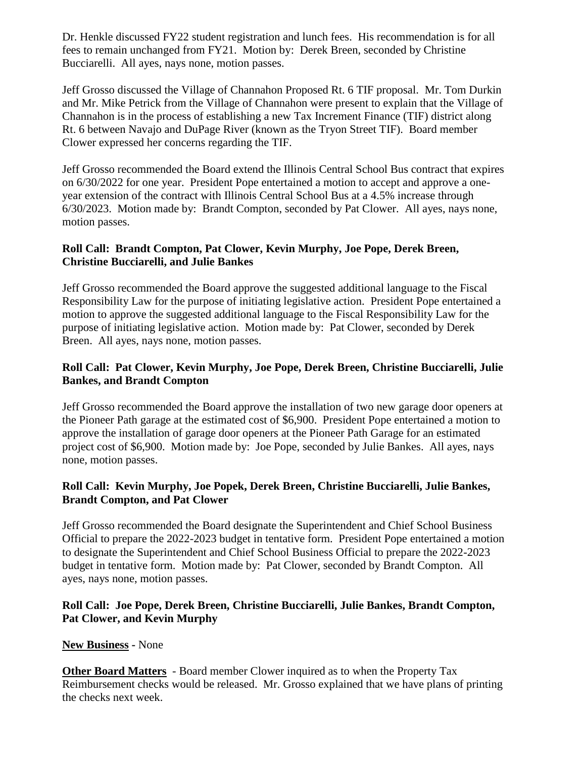Dr. Henkle discussed FY22 student registration and lunch fees. His recommendation is for all fees to remain unchanged from FY21. Motion by: Derek Breen, seconded by Christine Bucciarelli. All ayes, nays none, motion passes.

Jeff Grosso discussed the Village of Channahon Proposed Rt. 6 TIF proposal. Mr. Tom Durkin and Mr. Mike Petrick from the Village of Channahon were present to explain that the Village of Channahon is in the process of establishing a new Tax Increment Finance (TIF) district along Rt. 6 between Navajo and DuPage River (known as the Tryon Street TIF). Board member Clower expressed her concerns regarding the TIF.

Jeff Grosso recommended the Board extend the Illinois Central School Bus contract that expires on 6/30/2022 for one year. President Pope entertained a motion to accept and approve a one-year extension of the contract with Illinois Central School Bus at a 4.5% increase through 6/30/2023. Motion made by: Brandt Compton, seconded by Pat Clower. All ayes, nays none, motion passes.

**Roll Call: Brandt Compton, Pat Clower, Kevin Murphy, Joe Pope, Derek Breen, Christine Bucciarelli, and Julie Bankes**

Jeff Grosso recommended the Board approve the suggested additional language to the Fiscal Responsibility Law for the purpose of initiating legislative action. President Pope entertained a motion to approve the suggested additional language to the Fiscal Responsibility Law for the purpose of initiating legislative action. Motion made by: Pat Clower, seconded by Derek Breen. All ayes, nays none, motion passes.

**Roll Call: Pat Clower, Kevin Murphy, Joe Pope, Derek Breen, Christine Bucciarelli, Julie Bankes, and Brandt Compton**

Jeff Grosso recommended the Board approve the installation of two new garage door openers at the Pioneer Path garage at the estimated cost of $6,900. President Pope entertained a motion to approve the installation of garage door openers at the Pioneer Path Garage for an estimated project cost of $6,900. Motion made by: Joe Pope, seconded by Julie Bankes. All ayes, nays none, motion passes.

**Roll Call: Kevin Murphy, Joe Popek, Derek Breen, Christine Bucciarelli, Julie Bankes, Brandt Compton, and Pat Clower**

Jeff Grosso recommended the Board designate the Superintendent and Chief School Business Official to prepare the 2022-2023 budget in tentative form. President Pope entertained a motion to designate the Superintendent and Chief School Business Official to prepare the 2022-2023 budget in tentative form. Motion made by: Pat Clower, seconded by Brandt Compton. All ayes, nays none, motion passes.

**Roll Call: Joe Pope, Derek Breen, Christine Bucciarelli, Julie Bankes, Brandt Compton, Pat Clower, and Kevin Murphy**

**New Business** - None

**Other Board Matters** - Board member Clower inquired as to when the Property Tax Reimbursement checks would be released. Mr. Grosso explained that we have plans of printing the checks next week.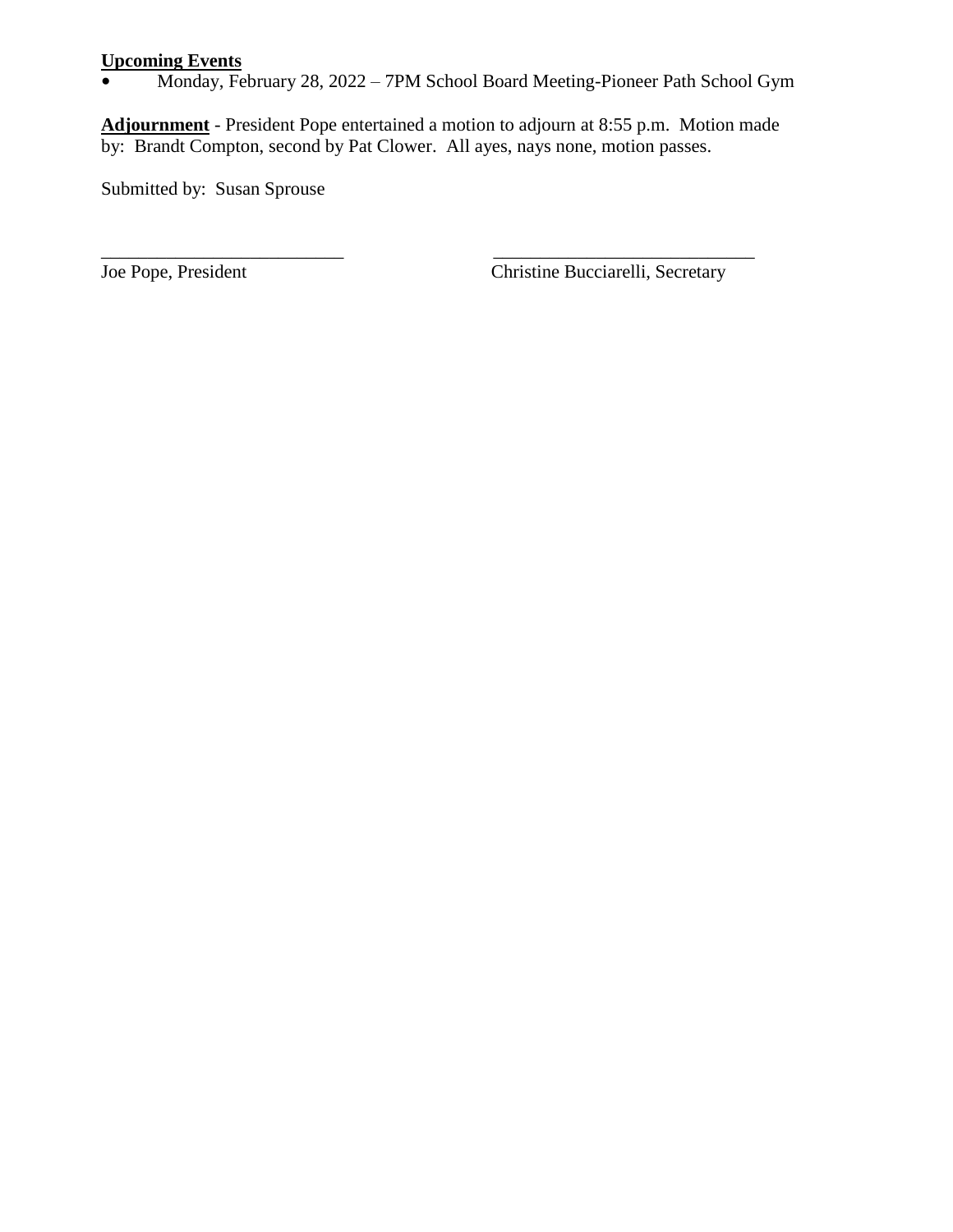**Upcoming Events**

- Monday, February 28, 2022 – 7PM School Board Meeting-Pioneer Path School Gym

**Adjournment** - President Pope entertained a motion to adjourn at 8:55 p.m. Motion made by: Brandt Compton, second by Pat Clower. All ayes, nays none, motion passes.

Submitted by: Susan Sprouse

___________________________ _____________________________

Joe Pope, President Christine Bucciarelli, Secretary